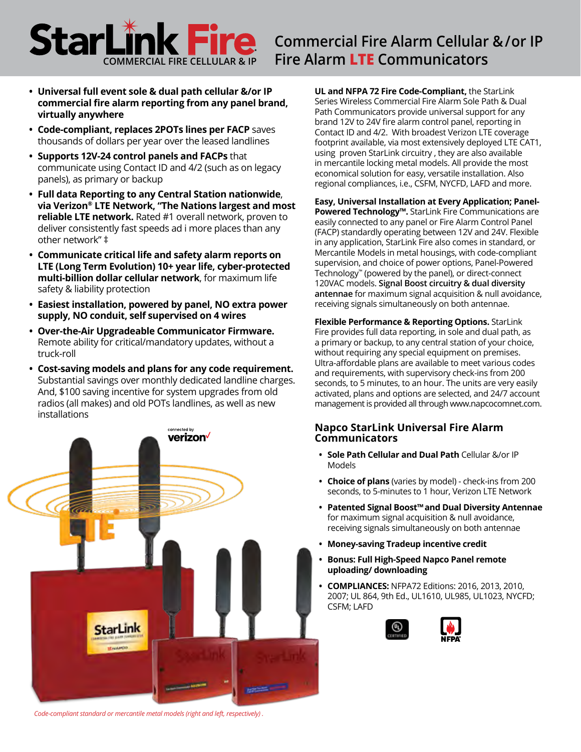# StarLink Fire

COMMERCIAL FIRE CELLULAR & IP

## Commercial Fire Alarm Cellular &/or IP Fire Alarm LTE Communicators

- **Universal full event sole & dual path cellular &/or IP commercial fire alarm reporting from any panel brand, virtually anywhere**
- **Code-compliant, replaces 2POTs lines per FACP** saves thousands of dollars per year over the leased landlines
- **Supports 12V-24 control panels and FACPs** that communicate using Contact ID and 4/2 (such as on legacy panels), as primary or backup
- **Full data Reporting to any Central Station nationwide**, **via Verizon® LTE Network, "The Nations largest and most reliable LTE network.** Rated #1 overall network, proven to deliver consistently fast speeds ad i more places than any other network" ‡
- **Communicate critical life and safety alarm reports on LTE (Long Term Evolution) 10+ year life, cyber-protected multi-billion dollar cellular network**, for maximum life safety & liability protection
- **Easiest installation, powered by panel, NO extra power supply, NO conduit, self supervised on 4 wires**
- **Over-the-Air Upgradeable Communicator Firmware.** Remote ability for critical/mandatory updates, without a truck-roll
- **Cost-saving models and plans for any code requirement.** Substantial savings over monthly dedicated landline charges. And, $100 saving incentive for system upgrades from old radios (all makes) and old POTs landlines, as well as new installations

*Code-compliant standard or mercantile metal models (right and left, respectively) .*

**UL and NFPA 72 Fire Code-Compliant,** the StarLink Series Wireless Commercial Fire Alarm Sole Path & Dual Path Communicators provide universal support for any brand 12V to 24V fire alarm control panel, reporting in Contact ID and 4/2. With broadest Verizon LTE coverage footprint available, via most extensively deployed LTE CAT1, using proven StarLink circuitry , they are also available in mercantile locking metal models. All provide the most economical solution for easy, versatile installation. Also regional compliances, i.e., CSFM, NYCFD, LAFD and more.

**Easy, Universal Installation at Every Application; Panel-Powered Technology™.** StarLink Fire Communications are easily connected to any panel or Fire Alarm Control Panel (FACP) standardly operating between 12V and 24V. Flexible in any application, StarLink Fire also comes in standard, or Mercantile Models in metal housings, with code-compliant supervision, and choice of power options, Panel-Powered Technology™ (powered by the panel), or direct-connect 120VAC models. **Signal Boost circuitry & dual diversity antennae** for maximum signal acquisition & null avoidance, receiving signals simultaneously on both antennae.

**Flexible Performance & Reporting Options.** StarLink Fire provides full data reporting, in sole and dual path, as a primary or backup, to any central station of your choice, without requiring any special equipment on premises. Ultra-affordable plans are available to meet various codes and requirements, with supervisory check-ins from 200 seconds, to 5 minutes, to an hour. The units are very easily activated, plans and options are selected, and 24/7 account management is provided all through www.napcocomnet.com.

## Napco StarLink Universal Fire Alarm Communicators

- **Sole Path Cellular and Dual Path** Cellular &/or IP Models
- **Choice of plans** (varies by model) - check-ins from 200 seconds, to 5-minutes to 1 hour, Verizon LTE Network
- **Patented Signal Boost™ and Dual Diversity Antennae** for maximum signal acquisition & null avoidance, receiving signals simultaneously on both antennae
- **Money-saving Tradeup incentive credit**
- **Bonus: Full High-Speed Napco Panel remote uploading/ downloading**
- **COMPLIANCES:** NFPA72 Editions: 2016, 2013, 2010, 2007; UL 864, 9th Ed., UL1610, UL985, UL1023, NYCFD; CSFM; LAFD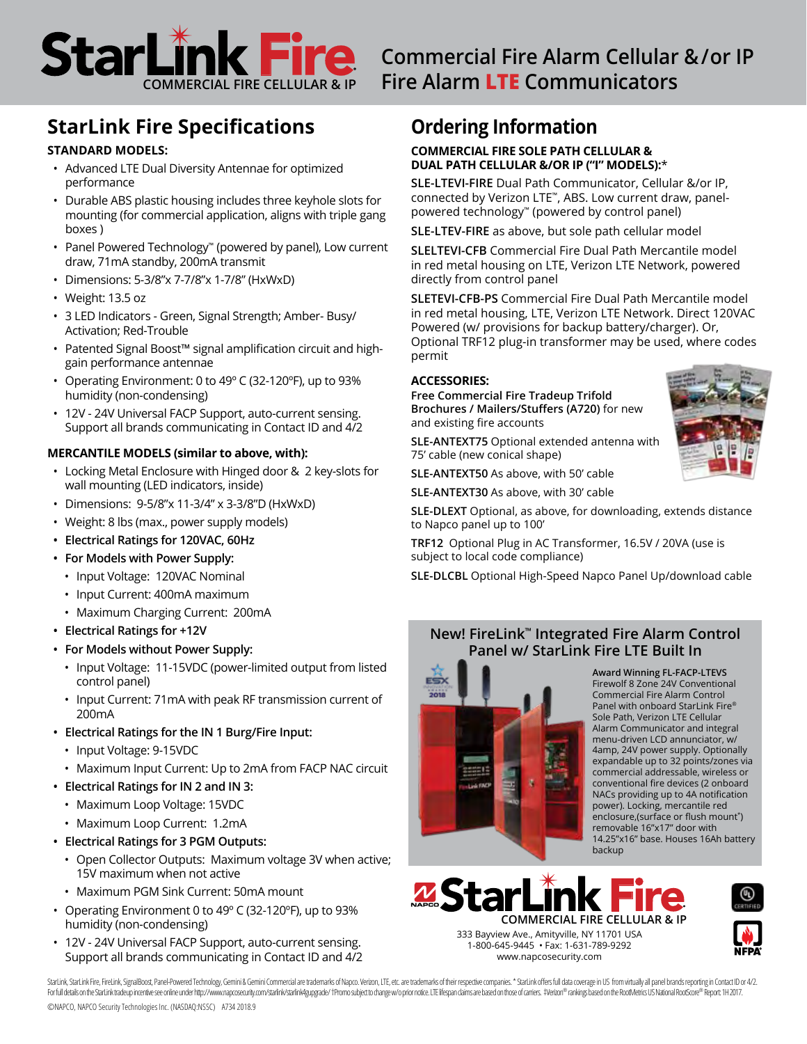# StarLink Fire

COMMERCIAL FIRE CELLULAR & IP

Commercial Fire Alarm Cellular &/or IP Fire Alarm LTE Communicators

## StarLink Fire Specifications

**STANDARD MODELS:**

- Advanced LTE Dual Diversity Antennae for optimized performance
- Durable ABS plastic housing includes three keyhole slots for mounting (for commercial application, aligns with triple gang boxes )
- Panel Powered Technology™ (powered by panel), Low current draw, 71mA standby, 200mA transmit
- Dimensions: 5-3/8"x 7-7/8"x 1-7/8" (HxWxD)
- Weight: 13.5 oz
- 3 LED Indicators - Green, Signal Strength; Amber- Busy/Activation; Red-Trouble
- Patented Signal Boost™ signal amplification circuit and high-gain performance antennae
- Operating Environment: 0 to 49° C (32-120°F), up to 93% humidity (non-condensing)
- 12V - 24V Universal FACP Support, auto-current sensing. Support all brands communicating in Contact ID and 4/2

**MERCANTILE MODELS (similar to above, with):**

- Locking Metal Enclosure with Hinged door & 2 key-slots for wall mounting (LED indicators, inside)
- Dimensions: 9-5/8"x 11-3/4" x 3-3/8"D (HxWxD)
- Weight: 8 lbs (max., power supply models)
- **Electrical Ratings for 120VAC, 60Hz**
- **For Models with Power Supply:**
  - Input Voltage: 120VAC Nominal
  - Input Current: 400mA maximum
  - Maximum Charging Current: 200mA
- **Electrical Ratings for +12V**
- **For Models without Power Supply:**
  - Input Voltage: 11-15VDC (power-limited output from listed control panel)
  - Input Current: 71mA with peak RF transmission current of 200mA
- **Electrical Ratings for the IN 1 Burg/Fire Input:**
  - Input Voltage: 9-15VDC
  - Maximum Input Current: Up to 2mA from FACP NAC circuit
- **Electrical Ratings for IN 2 and IN 3:**
  - Maximum Loop Voltage: 15VDC
  - Maximum Loop Current: 1.2mA
- **Electrical Ratings for 3 PGM Outputs:**
  - Open Collector Outputs: Maximum voltage 3V when active; 15V maximum when not active
  - Maximum PGM Sink Current: 50mA mount
- Operating Environment 0 to 49° C (32-120°F), up to 93% humidity (non-condensing)
- 12V - 24V Universal FACP Support, auto-current sensing. Support all brands communicating in Contact ID and 4/2

## Ordering Information

**COMMERCIAL FIRE SOLE PATH CELLULAR & DUAL PATH CELLULAR &/OR IP ("I" MODELS):***

**SLE-LTEVI-FIRE** Dual Path Communicator, Cellular &/or IP, connected by Verizon LTE™, ABS. Low current draw, panel-powered technology™ (powered by control panel)

**SLE-LTEV-FIRE** as above, but sole path cellular model

**SLELTEVI-CFB** Commercial Fire Dual Path Mercantile model in red metal housing on LTE, Verizon LTE Network, powered directly from control panel

**SLETEVI-CFB-PS** Commercial Fire Dual Path Mercantile model in red metal housing, LTE, Verizon LTE Network. Direct 120VAC Powered (w/ provisions for backup battery/charger). Or, Optional TRF12 plug-in transformer may be used, where codes permit

**ACCESSORIES:**

**Free Commercial Fire Tradeup Trifold Brochures / Mailers/Stuffers (A720)** for new and existing fire accounts

**SLE-ANTEXT75** Optional extended antenna with 75' cable (new conical shape)

**SLE-ANTEXT50** As above, with 50' cable

**SLE-ANTEXT30** As above, with 30' cable

**SLE-DLEXT** Optional, as above, for downloading, extends distance to Napco panel up to 100'

**TRF12** Optional Plug in AC Transformer, 16.5V / 20VA (use is subject to local code compliance)

**SLE-DLCBL** Optional High-Speed Napco Panel Up/download cable

### New! FireLink™ Integrated Fire Alarm Control Panel w/ StarLink Fire LTE Built In

**Award Winning FL-FACP-LTEVS** Firewolf 8 Zone 24V Conventional Commercial Fire Alarm Control Panel with onboard StarLink Fire® Sole Path, Verizon LTE Cellular Alarm Communicator and integral menu-driven LCD annunciator, w/ 4amp, 24V power supply. Optionally expandable up to 32 points/zones via commercial addressable, wireless or conventional fire devices (2 onboard NACs providing up to 4A notification power). Locking, mercantile red enclosure,(surface or flush mount*) removable 16"x17" door with 14.25"x16" base. Houses 16Ah battery backup

StarLink Fire
COMMERCIAL FIRE CELLULAR & IP

333 Bayview Ave., Amityville, NY 11701 USA
1-800-645-9445 • Fax: 1-631-789-9292
www.napcosecurity.com

StarLink, StarLink Fire, FireLink, SignalBoost, Panel-Powered Technology, Gemini & Gemini Commercial are trademarks of Napco. Verizon, LTE, etc. are trademarks of their respective companies. * StarLink offers full data coverage in US from virtually all panel brands reporting in Contact ID or 4/2. For full details on the StarLink tradeup incentive see online under http://www.napcosecurity.com/starlink/starlink4gupgrade/ †Promo subject to change w/o prior notice. LTE lifespan claims are based on those of carriers. ‡Verizon® rankings based on the RootMetrics US National RootScore® Report: 1H 2017.

©NAPCO, NAPCO Security Technologies Inc. (NASDAQ:NSSC) A734 2018.9